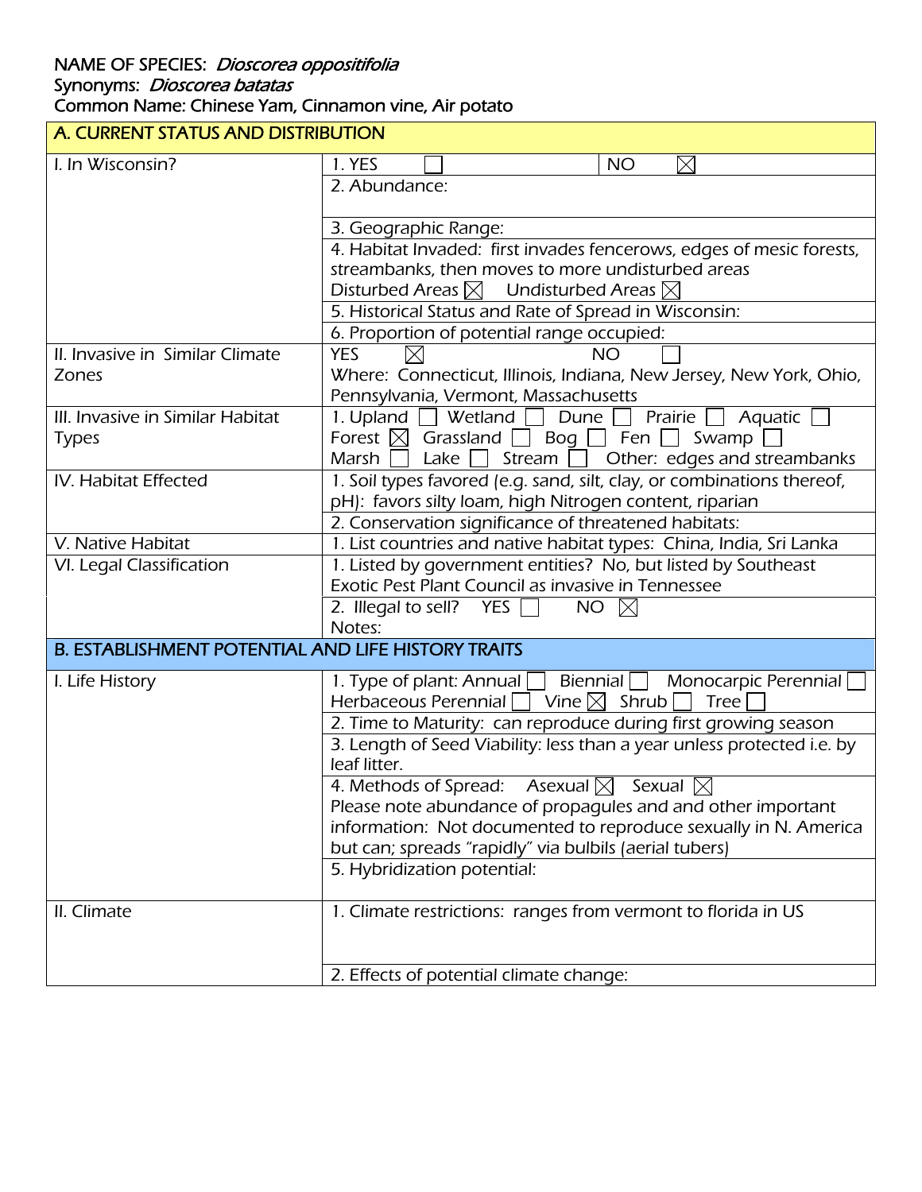NAME OF SPECIES: *Dioscorea oppositifolia*
Synonyms: *Dioscorea batatas*
Common Name: Chinese Yam, Cinnamon vine, Air potato

| A. CURRENT STATUS AND DISTRIBUTION | |
|---|---|
| I. In Wisconsin? | 1. YES ☐ NO ☒ |
| | 2. Abundance: |
| | 3. Geographic Range: |
| | 4. Habitat Invaded: first invades fencerows, edges of mesic forests, streambanks, then moves to more undisturbed areas<br>Disturbed Areas ☒ Undisturbed Areas ☒ |
| | 5. Historical Status and Rate of Spread in Wisconsin: |
| | 6. Proportion of potential range occupied: |
| II. Invasive in Similar Climate Zones | YES ☒ NO ☐<br>Where: Connecticut, Illinois, Indiana, New Jersey, New York, Ohio, Pennsylvania, Vermont, Massachusetts |
| III. Invasive in Similar Habitat Types | 1. Upland ☐ Wetland ☐ Dune ☐ Prairie ☐ Aquatic ☐<br>Forest ☒ Grassland ☐ Bog ☐ Fen ☐ Swamp ☐<br>Marsh ☐ Lake ☐ Stream ☐ Other: edges and streambanks |
| IV. Habitat Effected | 1. Soil types favored (e.g. sand, silt, clay, or combinations thereof, pH): favors silty loam, high Nitrogen content, riparian |
| | 2. Conservation significance of threatened habitats: |
| V. Native Habitat | 1. List countries and native habitat types: China, India, Sri Lanka |
| VI. Legal Classification | 1. Listed by government entities? No, but listed by Southeast Exotic Pest Plant Council as invasive in Tennessee |
| | 2. Illegal to sell? YES ☐ NO ☒<br>Notes: |
| **B. ESTABLISHMENT POTENTIAL AND LIFE HISTORY TRAITS** | |
| I. Life History | 1. Type of plant: Annual ☐ Biennial ☐ Monocarpic Perennial ☐<br>Herbaceous Perennial ☐ Vine ☒ Shrub ☐ Tree ☐ |
| | 2. Time to Maturity: can reproduce during first growing season |
| | 3. Length of Seed Viability: less than a year unless protected i.e. by leaf litter. |
| | 4. Methods of Spread: Asexual ☒ Sexual ☒<br>Please note abundance of propagules and and other important information: Not documented to reproduce sexually in N. America but can; spreads "rapidly" via bulbils (aerial tubers) |
| | 5. Hybridization potential: |
| II. Climate | 1. Climate restrictions: ranges from vermont to florida in US |
| | 2. Effects of potential climate change: |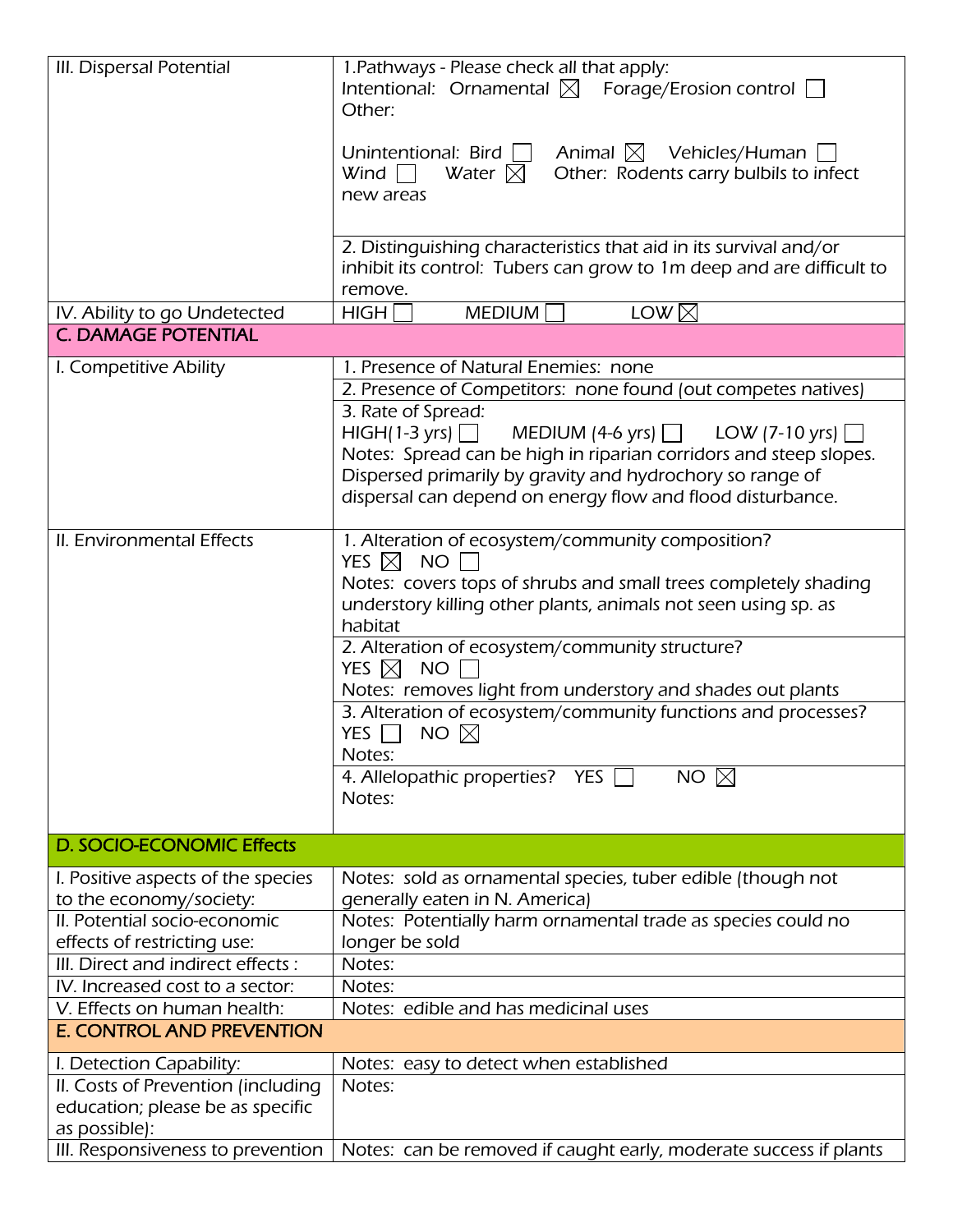| | |
|---|---|
| III. Dispersal Potential | 1.Pathways - Please check all that apply:<br>Intentional: Ornamental ☒ Forage/Erosion control ☐<br>Other:<br><br>Unintentional: Bird ☐ Animal ☒ Vehicles/Human ☐<br>Wind ☐ Water ☒ Other: Rodents carry bulbils to infect new areas |
| | 2. Distinguishing characteristics that aid in its survival and/or inhibit its control: Tubers can grow to 1m deep and are difficult to remove. |
| IV. Ability to go Undetected | HIGH ☐ MEDIUM ☐ LOW ☒ |
| **C. DAMAGE POTENTIAL** | |
| I. Competitive Ability | 1. Presence of Natural Enemies: none |
| | 2. Presence of Competitors: none found (out competes natives) |
| | 3. Rate of Spread:<br>HIGH(1-3 yrs) ☐ MEDIUM (4-6 yrs) ☐ LOW (7-10 yrs) ☐<br>Notes: Spread can be high in riparian corridors and steep slopes. Dispersed primarily by gravity and hydrochory so range of dispersal can depend on energy flow and flood disturbance. |
| II. Environmental Effects | 1. Alteration of ecosystem/community composition?<br>YES ☒ NO ☐<br>Notes: covers tops of shrubs and small trees completely shading understory killing other plants, animals not seen using sp. as habitat |
| | 2. Alteration of ecosystem/community structure?<br>YES ☒ NO ☐<br>Notes: removes light from understory and shades out plants |
| | 3. Alteration of ecosystem/community functions and processes?<br>YES ☐ NO ☒<br>Notes: |
| | 4. Allelopathic properties? YES ☐ NO ☒<br>Notes: |
| **D. SOCIO-ECONOMIC Effects** | |
| I. Positive aspects of the species to the economy/society: | Notes: sold as ornamental species, tuber edible (though not generally eaten in N. America) |
| II. Potential socio-economic effects of restricting use: | Notes: Potentially harm ornamental trade as species could no longer be sold |
| III. Direct and indirect effects : | Notes: |
| IV. Increased cost to a sector: | Notes: |
| V. Effects on human health: | Notes: edible and has medicinal uses |
| **E. CONTROL AND PREVENTION** | |
| I. Detection Capability: | Notes: easy to detect when established |
| II. Costs of Prevention (including education; please be as specific as possible): | Notes: |
| III. Responsiveness to prevention | Notes: can be removed if caught early, moderate success if plants |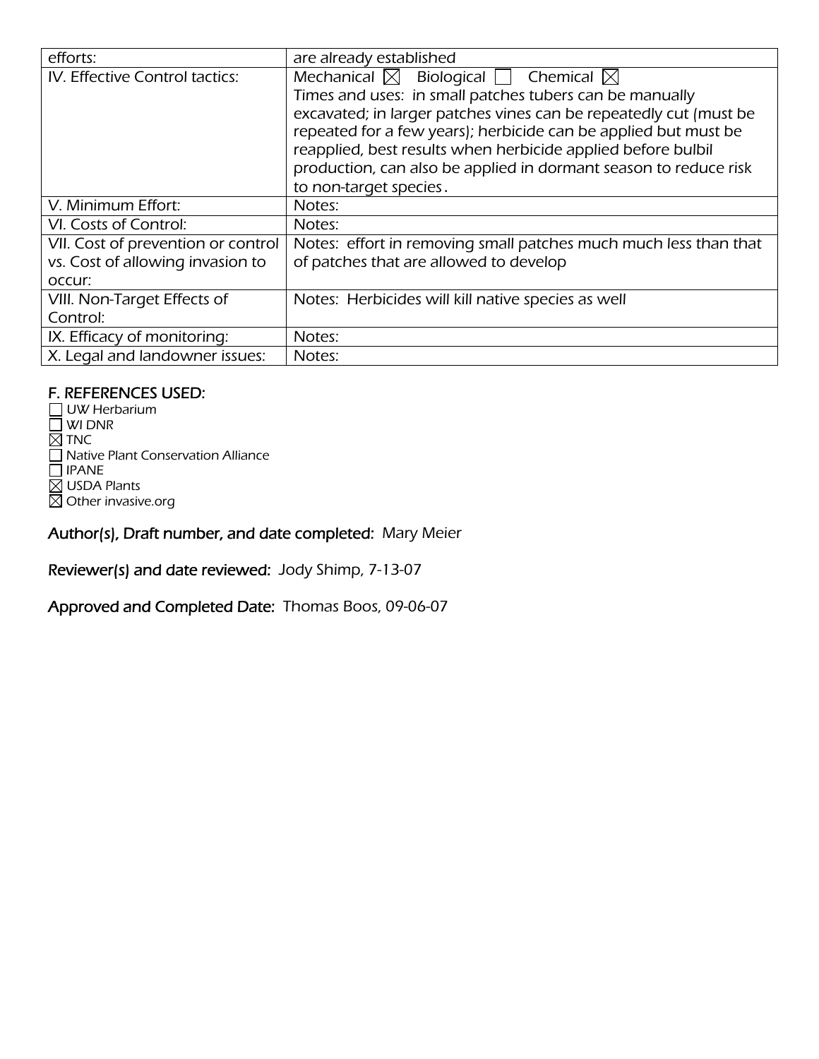| | |
|---|---|
| efforts: | are already established |
| IV. Effective Control tactics: | Mechanical ☒ Biological ☐ Chemical ☒<br>Times and uses: in small patches tubers can be manually excavated; in larger patches vines can be repeatedly cut (must be repeated for a few years); herbicide can be applied but must be reapplied, best results when herbicide applied before bulbil production, can also be applied in dormant season to reduce risk to non-target species. |
| V. Minimum Effort: | Notes: |
| VI. Costs of Control: | Notes: |
| VII. Cost of prevention or control vs. Cost of allowing invasion to occur: | Notes: effort in removing small patches much much less than that of patches that are allowed to develop |
| VIII. Non-Target Effects of Control: | Notes: Herbicides will kill native species as well |
| IX. Efficacy of monitoring: | Notes: |
| X. Legal and landowner issues: | Notes: |

## F. REFERENCES USED:

☐ UW Herbarium
☐ WI DNR
☒ TNC
☐ Native Plant Conservation Alliance
☐ IPANE
☒ USDA Plants
☒ Other invasive.org

**Author(s), Draft number, and date completed:** Mary Meier

**Reviewer(s) and date reviewed:** Jody Shimp, 7-13-07

**Approved and Completed Date:** Thomas Boos, 09-06-07